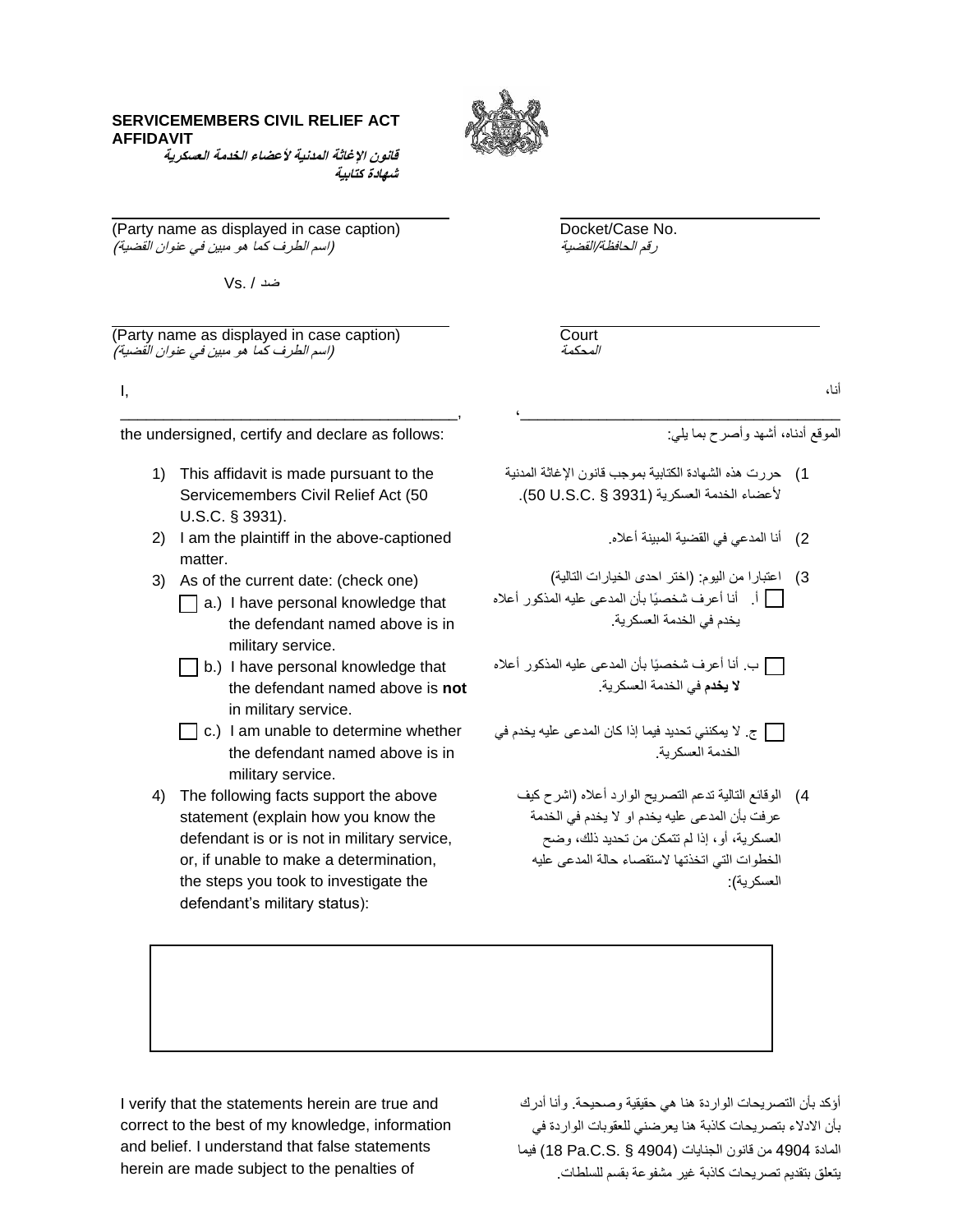**SERVICEMEMBERS CIVIL RELIEF ACT AFFIDAVIT**

***قانون الإغاثة المدنية لأعضاء الخدمة العسكرية***
***شهادة كتابية***

_______________________________________
(Party name as displayed in case caption)
*(اسم الطرف كما هو مبين في عنوان القضية)*

Vs. / ضد

_______________________________________
(Party name as displayed in case caption)
*(اسم الطرف كما هو مبين في عنوان القضية)*

_______________________________________
Docket/Case No.
*رقم الحافظة/القضية*

_______________________________________
Court
*المحكمة*

I, _______________________________________,
the undersigned, certify and declare as follows:

أنا، _______________________________________،
الموقع أدناه، أشهد وأصرح بما يلي:

1) This affidavit is made pursuant to the Servicemembers Civil Relief Act (50 U.S.C. § 3931).
2) I am the plaintiff in the above-captioned matter.
3) As of the current date: (check one)
   - ☐ a.) I have personal knowledge that the defendant named above is in military service.
   - ☐ b.) I have personal knowledge that the defendant named above is **not** in military service.
   - ☐ c.) I am unable to determine whether the defendant named above is in military service.
4) The following facts support the above statement (explain how you know the defendant is or is not in military service, or, if unable to make a determination, the steps you took to investigate the defendant's military status):

1) حررت هذه الشهادة الكتابية بموجب قانون الإغاثة المدنية لأعضاء الخدمة العسكرية (50 U.S.C. § 3931).
2) أنا المدعي في القضية المبينة أعلاه.
3) اعتبارا من اليوم: (اختر احدى الخيارات التالية)
   - ☐ أ. أنا أعرف شخصيًا بأن المدعى عليه المذكور أعلاه يخدم في الخدمة العسكرية.
   - ☐ ب. أنا أعرف شخصيًا بأن المدعى عليه المذكور أعلاه **لا يخدم** في الخدمة العسكرية.
   - ☐ ج. لا يمكنني تحديد فيما إذا كان المدعى عليه يخدم في الخدمة العسكرية.
4) الوقائع التالية تدعم التصريح الوارد أعلاه (اشرح كيف عرفت بأن المدعى عليه يخدم او لا يخدم في الخدمة العسكرية، أو، إذا لم تتمكن من تحديد ذلك، وضح الخطوات التي اتخذتها لاستقصاء حالة المدعى عليه العسكرية):

| |
|---|
| |

I verify that the statements herein are true and correct to the best of my knowledge, information and belief. I understand that false statements herein are made subject to the penalties of

أؤكد بأن التصريحات الواردة هنا هي حقيقية وصحيحة. وأنا أدرك بأن الادلاء بتصريحات كاذبة هنا يعرضني للعقوبات الواردة في المادة 4904 من قانون الجنايات (18 Pa.C.S. § 4904) فيما يتعلق بتقديم تصريحات كاذبة غير مشفوعة بقسم للسلطات.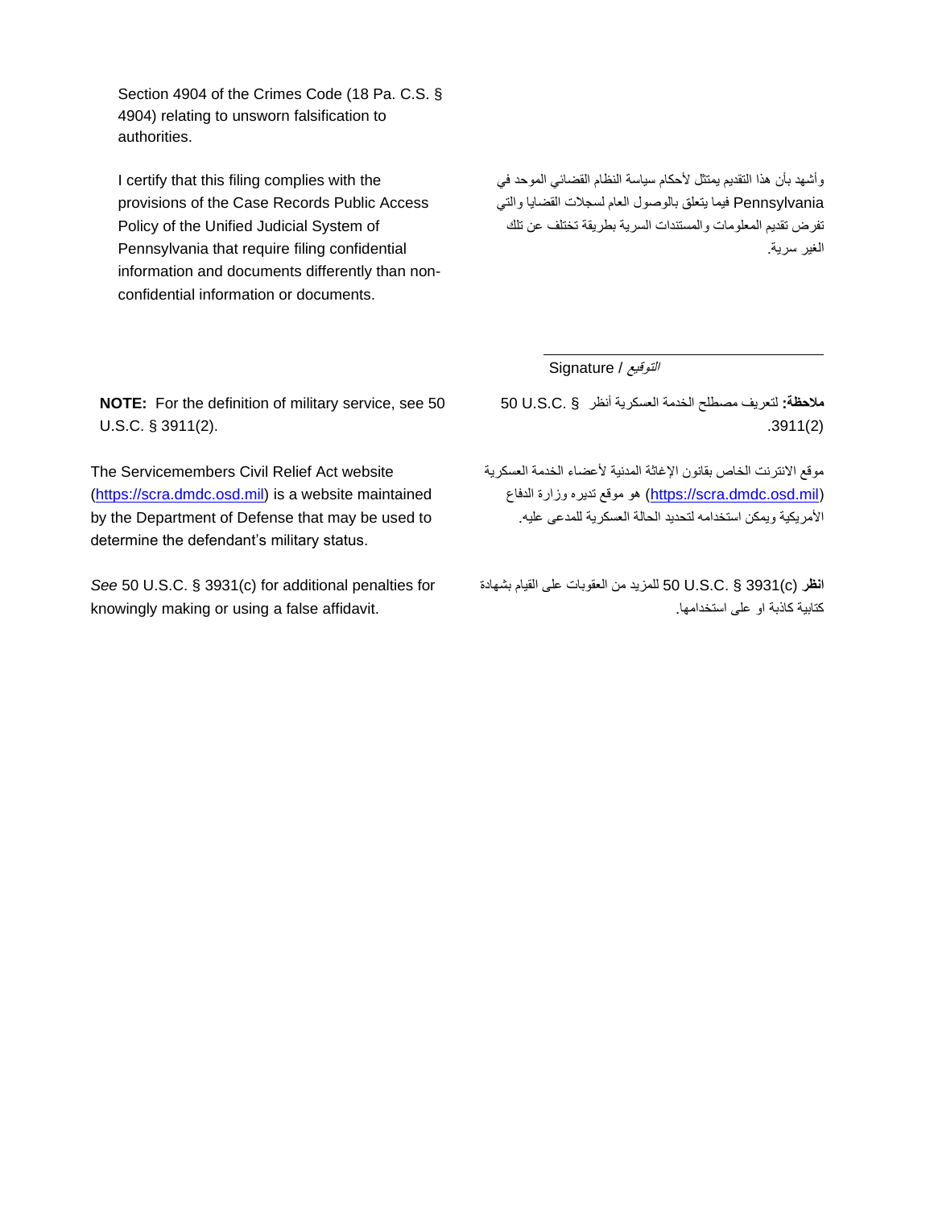Section 4904 of the Crimes Code (18 Pa. C.S. § 4904) relating to unsworn falsification to authorities.

I certify that this filing complies with the provisions of the Case Records Public Access Policy of the Unified Judicial System of Pennsylvania that require filing confidential information and documents differently than non-confidential information or documents.

وأشهد بأن هذا التقديم يمتثل لأحكام سياسة النظام القضائي الموحد في Pennsylvania فيما يتعلق بالوصول العام لسجلات القضايا والتي تفرض تقديم المعلومات والمستندات السرية بطريقة تختلف عن تلك الغير سرية.

Signature / *التوقيع*

**NOTE:** For the definition of military service, see 50 U.S.C. § 3911(2).

**ملاحظة:** لتعريف مصطلح الخدمة العسكرية أنظر 50 U.S.C. § 3911(2).

The Servicemembers Civil Relief Act website (https://scra.dmdc.osd.mil) is a website maintained by the Department of Defense that may be used to determine the defendant's military status.

موقع الانترنت الخاص بقانون الإغاثة المدنية لأعضاء الخدمة العسكرية (https://scra.dmdc.osd.mil) هو موقع تديره وزارة الدفاع الأمريكية ويمكن استخدامه لتحديد الحالة العسكرية للمدعى عليه.

*See* 50 U.S.C. § 3931(c) for additional penalties for knowingly making or using a false affidavit.

**انظر** 50 U.S.C. § 3931(c) للمزيد من العقوبات على القيام بشهادة كتابية كاذبة او على استخدامها.